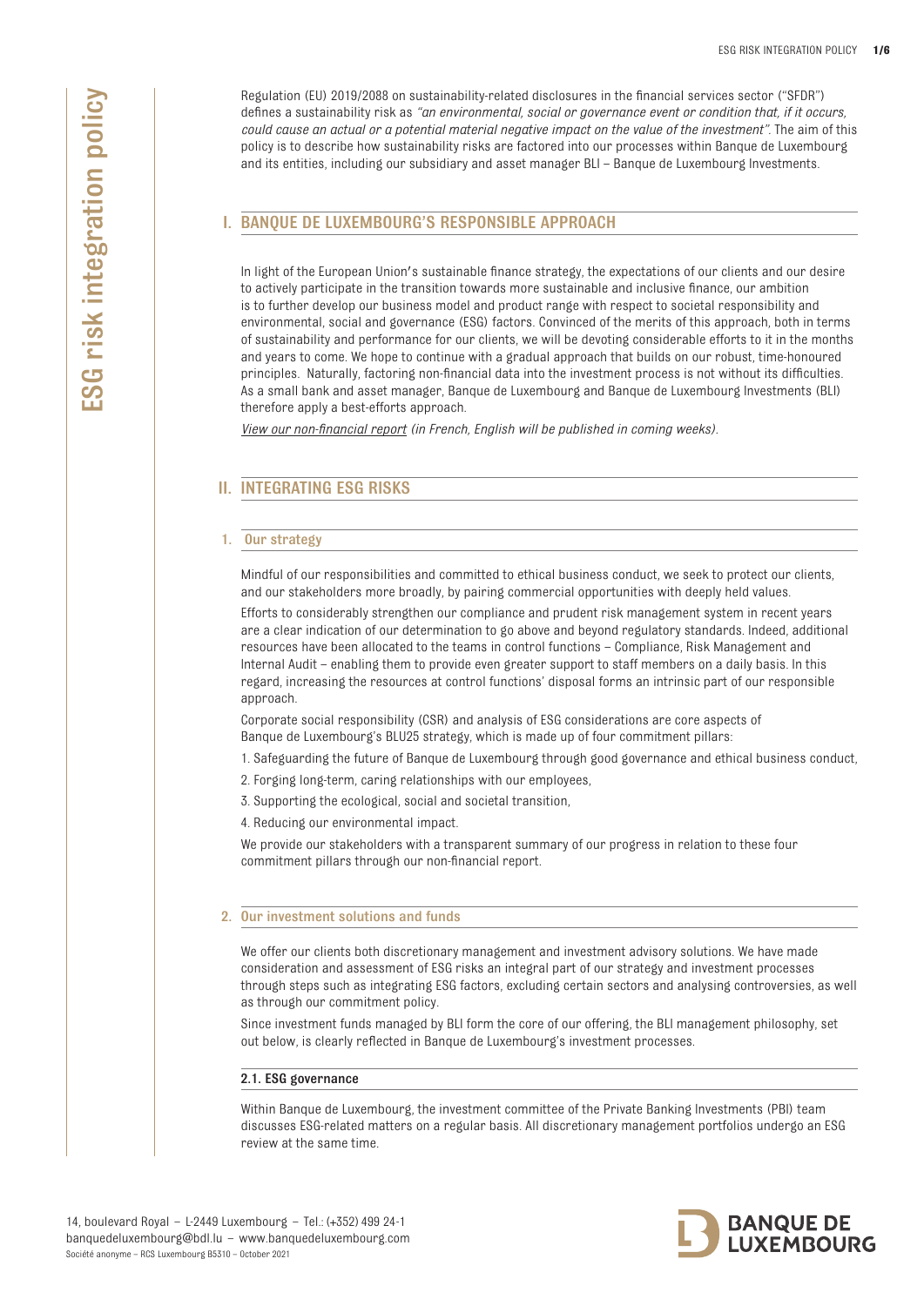# ESG risk integration policy

Regulation (EU) 2019/2088 on sustainability-related disclosures in the financial services sector ("SFDR") defines a sustainability risk as *"an environmental, social or governance event or condition that, if it occurs, could cause an actual or a potential material negative impact on the value of the investment"*. The aim of this policy is to describe how sustainability risks are factored into our processes within Banque de Luxembourg and its entities, including our subsidiary and asset manager BLI – Banque de Luxembourg Investments.

## I. BANQUE DE LUXEMBOURG'S RESPONSIBLE APPROACH

In light of the European Union's sustainable finance strategy, the expectations of our clients and our desire to actively participate in the transition towards more sustainable and inclusive finance, our ambition is to further develop our business model and product range with respect to societal responsibility and environmental, social and governance (ESG) factors. Convinced of the merits of this approach, both in terms of sustainability and performance for our clients, we will be devoting considerable efforts to it in the months and years to come. We hope to continue with a gradual approach that builds on our robust, time-honoured principles. Naturally, factoring non-financial data into the investment process is not without its difficulties. As a small bank and asset manager, Banque de Luxembourg and Banque de Luxembourg Investments (BLI) therefore apply a best-efforts approach.

*View our non-financial report (in French, English will be published in coming weeks).*

## II. INTEGRATING ESG RISKS

### 1. Our strategy

Mindful of our responsibilities and committed to ethical business conduct, we seek to protect our clients, and our stakeholders more broadly, by pairing commercial opportunities with deeply held values.

Efforts to considerably strengthen our compliance and prudent risk management system in recent years are a clear indication of our determination to go above and beyond regulatory standards. Indeed, additional resources have been allocated to the teams in control functions – Compliance, Risk Management and Internal Audit – enabling them to provide even greater support to staff members on a daily basis. In this regard, increasing the resources at control functions' disposal forms an intrinsic part of our responsible approach.

Corporate social responsibility (CSR) and analysis of ESG considerations are core aspects of Banque de Luxembourg's BLU25 strategy, which is made up of four commitment pillars:

1. Safeguarding the future of Banque de Luxembourg through good governance and ethical business conduct,
2. Forging long-term, caring relationships with our employees,
3. Supporting the ecological, social and societal transition,
4. Reducing our environmental impact.

We provide our stakeholders with a transparent summary of our progress in relation to these four commitment pillars through our non-financial report.

### 2. Our investment solutions and funds

We offer our clients both discretionary management and investment advisory solutions. We have made consideration and assessment of ESG risks an integral part of our strategy and investment processes through steps such as integrating ESG factors, excluding certain sectors and analysing controversies, as well as through our commitment policy.

Since investment funds managed by BLI form the core of our offering, the BLI management philosophy, set out below, is clearly reflected in Banque de Luxembourg's investment processes.

#### 2.1. ESG governance

Within Banque de Luxembourg, the investment committee of the Private Banking Investments (PBI) team discusses ESG-related matters on a regular basis. All discretionary management portfolios undergo an ESG review at the same time.

14, boulevard Royal – L-2449 Luxembourg – Tel.: (+352) 499 24-1
banquedeluxembourg@bdl.lu – www.banquedeluxembourg.com
Société anonyme – RCS Luxembourg B5310 – October 2021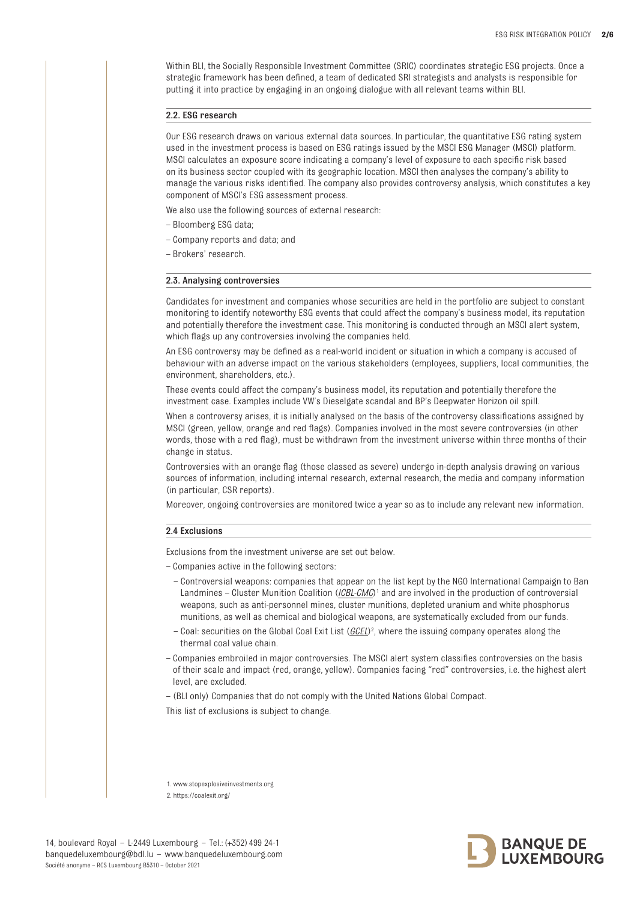Within BLI, the Socially Responsible Investment Committee (SRIC) coordinates strategic ESG projects. Once a strategic framework has been defined, a team of dedicated SRI strategists and analysts is responsible for putting it into practice by engaging in an ongoing dialogue with all relevant teams within BLI.

## 2.2. ESG research

Our ESG research draws on various external data sources. In particular, the quantitative ESG rating system used in the investment process is based on ESG ratings issued by the MSCI ESG Manager (MSCI) platform. MSCI calculates an exposure score indicating a company's level of exposure to each specific risk based on its business sector coupled with its geographic location. MSCI then analyses the company's ability to manage the various risks identified. The company also provides controversy analysis, which constitutes a key component of MSCI's ESG assessment process.

We also use the following sources of external research:

– Bloomberg ESG data;

– Company reports and data; and

– Brokers' research.

## 2.3. Analysing controversies

Candidates for investment and companies whose securities are held in the portfolio are subject to constant monitoring to identify noteworthy ESG events that could affect the company's business model, its reputation and potentially therefore the investment case. This monitoring is conducted through an MSCI alert system, which flags up any controversies involving the companies held.

An ESG controversy may be defined as a real-world incident or situation in which a company is accused of behaviour with an adverse impact on the various stakeholders (employees, suppliers, local communities, the environment, shareholders, etc.).

These events could affect the company's business model, its reputation and potentially therefore the investment case. Examples include VW's Dieselgate scandal and BP's Deepwater Horizon oil spill.

When a controversy arises, it is initially analysed on the basis of the controversy classifications assigned by MSCI (green, yellow, orange and red flags). Companies involved in the most severe controversies (in other words, those with a red flag), must be withdrawn from the investment universe within three months of their change in status.

Controversies with an orange flag (those classed as severe) undergo in-depth analysis drawing on various sources of information, including internal research, external research, the media and company information (in particular, CSR reports).

Moreover, ongoing controversies are monitored twice a year so as to include any relevant new information.

## 2.4 Exclusions

Exclusions from the investment universe are set out below.

– Companies active in the following sectors:

  – Controversial weapons: companies that appear on the list kept by the NGO International Campaign to Ban Landmines – Cluster Munition Coalition (*ICBL-CMC*)[1] and are involved in the production of controversial weapons, such as anti-personnel mines, cluster munitions, depleted uranium and white phosphorus munitions, as well as chemical and biological weapons, are systematically excluded from our funds.

  – Coal: securities on the Global Coal Exit List (*GCEL*)[2], where the issuing company operates along the thermal coal value chain.

– Companies embroiled in major controversies. The MSCI alert system classifies controversies on the basis of their scale and impact (red, orange, yellow). Companies facing "red" controversies, i.e. the highest alert level, are excluded.

– (BLI only) Companies that do not comply with the United Nations Global Compact.

This list of exclusions is subject to change.

1. www.stopexplosiveinvestments.org
2. https://coalexit.org/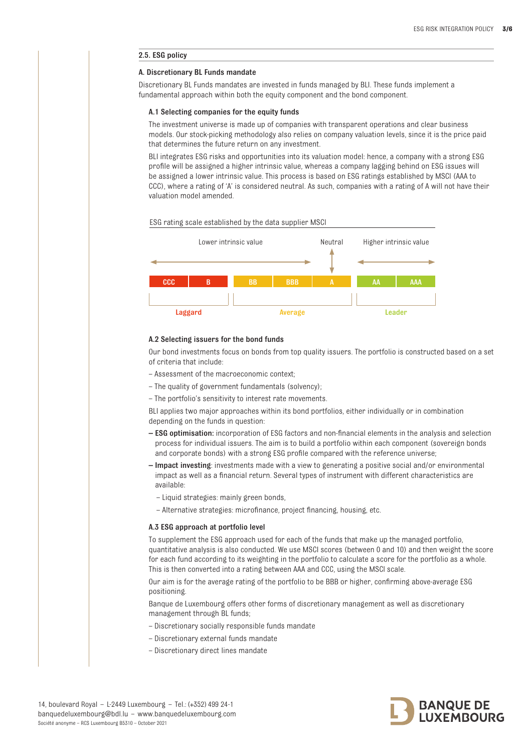## 2.5. ESG policy

### A. Discretionary BL Funds mandate

Discretionary BL Funds mandates are invested in funds managed by BLI. These funds implement a fundamental approach within both the equity component and the bond component.

#### A.1 Selecting companies for the equity funds

The investment universe is made up of companies with transparent operations and clear business models. Our stock-picking methodology also relies on company valuation levels, since it is the price paid that determines the future return on any investment.

BLI integrates ESG risks and opportunities into its valuation model: hence, a company with a strong ESG profile will be assigned a higher intrinsic value, whereas a company lagging behind on ESG issues will be assigned a lower intrinsic value. This process is based on ESG ratings established by MSCI (AAA to CCC), where a rating of 'A' is considered neutral. As such, companies with a rating of A will not have their valuation model amended.

ESG rating scale established by the data supplier MSCI

| Lower intrinsic value | | | | Neutral | Higher intrinsic value | |
|---|---|---|---|---|---|---|
| CCC | B | BB | BBB | A | AA | AAA |
| Laggard | | Average | | | Leader | |

#### A.2 Selecting issuers for the bond funds

Our bond investments focus on bonds from top quality issuers. The portfolio is constructed based on a set of criteria that include:

- Assessment of the macroeconomic context;
- The quality of government fundamentals (solvency);
- The portfolio's sensitivity to interest rate movements.

BLI applies two major approaches within its bond portfolios, either individually or in combination depending on the funds in question:

- **ESG optimisation:** incorporation of ESG factors and non-financial elements in the analysis and selection process for individual issuers. The aim is to build a portfolio within each component (sovereign bonds and corporate bonds) with a strong ESG profile compared with the reference universe;
- **Impact investing**: investments made with a view to generating a positive social and/or environmental impact as well as a financial return. Several types of instrument with different characteristics are available:
  - Liquid strategies: mainly green bonds,
  - Alternative strategies: microfinance, project financing, housing, etc.

#### A.3 ESG approach at portfolio level

To supplement the ESG approach used for each of the funds that make up the managed portfolio, quantitative analysis is also conducted. We use MSCI scores (between 0 and 10) and then weight the score for each fund according to its weighting in the portfolio to calculate a score for the portfolio as a whole. This is then converted into a rating between AAA and CCC, using the MSCI scale.

Our aim is for the average rating of the portfolio to be BBB or higher, confirming above-average ESG positioning.

Banque de Luxembourg offers other forms of discretionary management as well as discretionary management through BL funds;

- Discretionary socially responsible funds mandate
- Discretionary external funds mandate
- Discretionary direct lines mandate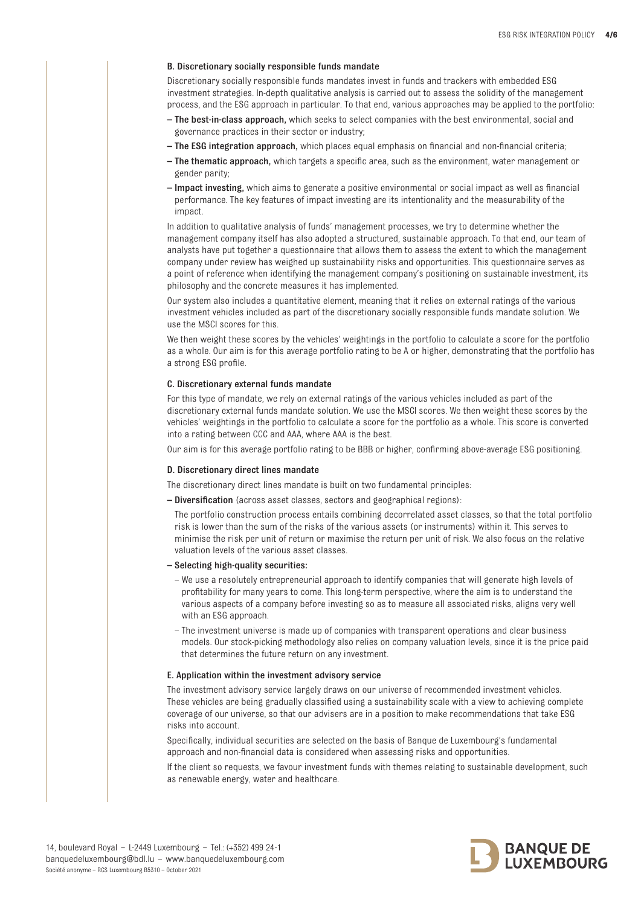### B. Discretionary socially responsible funds mandate

Discretionary socially responsible funds mandates invest in funds and trackers with embedded ESG investment strategies. In-depth qualitative analysis is carried out to assess the solidity of the management process, and the ESG approach in particular. To that end, various approaches may be applied to the portfolio:

- **The best-in-class approach,** which seeks to select companies with the best environmental, social and governance practices in their sector or industry;
- **The ESG integration approach,** which places equal emphasis on financial and non-financial criteria;
- **The thematic approach,** which targets a specific area, such as the environment, water management or gender parity;
- **Impact investing,** which aims to generate a positive environmental or social impact as well as financial performance. The key features of impact investing are its intentionality and the measurability of the impact.

In addition to qualitative analysis of funds' management processes, we try to determine whether the management company itself has also adopted a structured, sustainable approach. To that end, our team of analysts have put together a questionnaire that allows them to assess the extent to which the management company under review has weighed up sustainability risks and opportunities. This questionnaire serves as a point of reference when identifying the management company's positioning on sustainable investment, its philosophy and the concrete measures it has implemented.

Our system also includes a quantitative element, meaning that it relies on external ratings of the various investment vehicles included as part of the discretionary socially responsible funds mandate solution. We use the MSCI scores for this.

We then weight these scores by the vehicles' weightings in the portfolio to calculate a score for the portfolio as a whole. Our aim is for this average portfolio rating to be A or higher, demonstrating that the portfolio has a strong ESG profile.

### C. Discretionary external funds mandate

For this type of mandate, we rely on external ratings of the various vehicles included as part of the discretionary external funds mandate solution. We use the MSCI scores. We then weight these scores by the vehicles' weightings in the portfolio to calculate a score for the portfolio as a whole. This score is converted into a rating between CCC and AAA, where AAA is the best.

Our aim is for this average portfolio rating to be BBB or higher, confirming above-average ESG positioning.

### D. Discretionary direct lines mandate

The discretionary direct lines mandate is built on two fundamental principles:

- **Diversification** (across asset classes, sectors and geographical regions):

  The portfolio construction process entails combining decorrelated asset classes, so that the total portfolio risk is lower than the sum of the risks of the various assets (or instruments) within it. This serves to minimise the risk per unit of return or maximise the return per unit of risk. We also focus on the relative valuation levels of the various asset classes.

- **Selecting high-quality securities:**
  - We use a resolutely entrepreneurial approach to identify companies that will generate high levels of profitability for many years to come. This long-term perspective, where the aim is to understand the various aspects of a company before investing so as to measure all associated risks, aligns very well with an ESG approach.
  - The investment universe is made up of companies with transparent operations and clear business models. Our stock-picking methodology also relies on company valuation levels, since it is the price paid that determines the future return on any investment.

### E. Application within the investment advisory service

The investment advisory service largely draws on our universe of recommended investment vehicles. These vehicles are being gradually classified using a sustainability scale with a view to achieving complete coverage of our universe, so that our advisers are in a position to make recommendations that take ESG risks into account.

Specifically, individual securities are selected on the basis of Banque de Luxembourg's fundamental approach and non-financial data is considered when assessing risks and opportunities.

If the client so requests, we favour investment funds with themes relating to sustainable development, such as renewable energy, water and healthcare.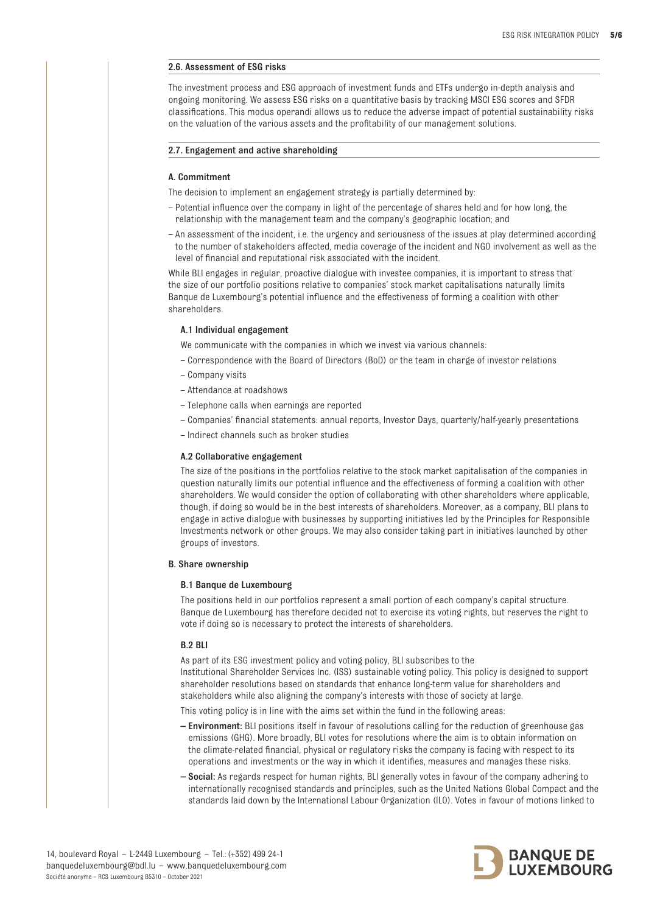### 2.6. Assessment of ESG risks

The investment process and ESG approach of investment funds and ETFs undergo in-depth analysis and ongoing monitoring. We assess ESG risks on a quantitative basis by tracking MSCI ESG scores and SFDR classifications. This modus operandi allows us to reduce the adverse impact of potential sustainability risks on the valuation of the various assets and the profitability of our management solutions.

### 2.7. Engagement and active shareholding

#### A. Commitment

The decision to implement an engagement strategy is partially determined by:

- Potential influence over the company in light of the percentage of shares held and for how long, the relationship with the management team and the company's geographic location; and
- An assessment of the incident, i.e. the urgency and seriousness of the issues at play determined according to the number of stakeholders affected, media coverage of the incident and NGO involvement as well as the level of financial and reputational risk associated with the incident.

While BLI engages in regular, proactive dialogue with investee companies, it is important to stress that the size of our portfolio positions relative to companies' stock market capitalisations naturally limits Banque de Luxembourg's potential influence and the effectiveness of forming a coalition with other shareholders.

##### A.1 Individual engagement

We communicate with the companies in which we invest via various channels:

- Correspondence with the Board of Directors (BoD) or the team in charge of investor relations
- Company visits
- Attendance at roadshows
- Telephone calls when earnings are reported
- Companies' financial statements: annual reports, Investor Days, quarterly/half-yearly presentations
- Indirect channels such as broker studies

##### A.2 Collaborative engagement

The size of the positions in the portfolios relative to the stock market capitalisation of the companies in question naturally limits our potential influence and the effectiveness of forming a coalition with other shareholders. We would consider the option of collaborating with other shareholders where applicable, though, if doing so would be in the best interests of shareholders. Moreover, as a company, BLI plans to engage in active dialogue with businesses by supporting initiatives led by the Principles for Responsible Investments network or other groups. We may also consider taking part in initiatives launched by other groups of investors.

#### B. Share ownership

##### B.1 Banque de Luxembourg

The positions held in our portfolios represent a small portion of each company's capital structure. Banque de Luxembourg has therefore decided not to exercise its voting rights, but reserves the right to vote if doing so is necessary to protect the interests of shareholders.

##### B.2 BLI

As part of its ESG investment policy and voting policy, BLI subscribes to the Institutional Shareholder Services Inc. (ISS) sustainable voting policy. This policy is designed to support shareholder resolutions based on standards that enhance long-term value for shareholders and stakeholders while also aligning the company's interests with those of society at large.

This voting policy is in line with the aims set within the fund in the following areas:

- **Environment:** BLI positions itself in favour of resolutions calling for the reduction of greenhouse gas emissions (GHG). More broadly, BLI votes for resolutions where the aim is to obtain information on the climate-related financial, physical or regulatory risks the company is facing with respect to its operations and investments or the way in which it identifies, measures and manages these risks.
- **Social:** As regards respect for human rights, BLI generally votes in favour of the company adhering to internationally recognised standards and principles, such as the United Nations Global Compact and the standards laid down by the International Labour Organization (ILO). Votes in favour of motions linked to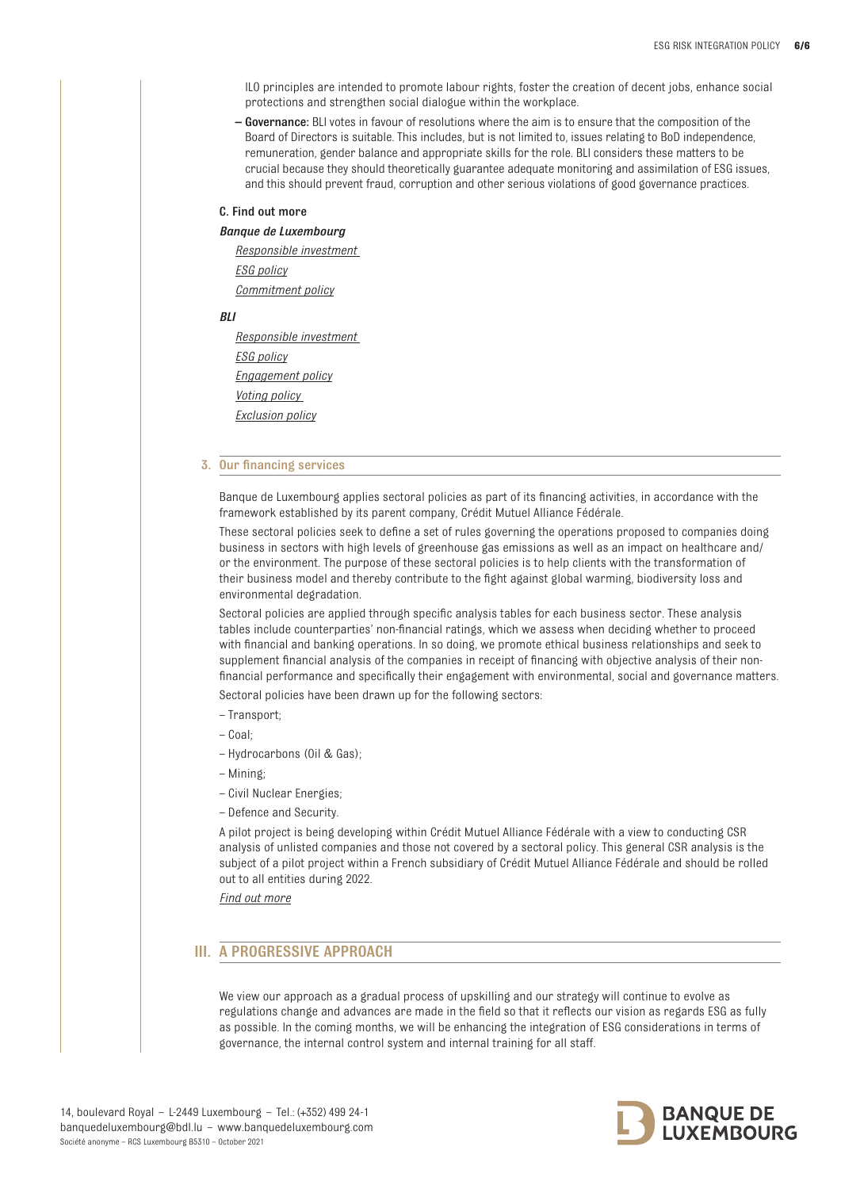ILO principles are intended to promote labour rights, foster the creation of decent jobs, enhance social protections and strengthen social dialogue within the workplace.

– **Governance:** BLI votes in favour of resolutions where the aim is to ensure that the composition of the Board of Directors is suitable. This includes, but is not limited to, issues relating to BoD independence, remuneration, gender balance and appropriate skills for the role. BLI considers these matters to be crucial because they should theoretically guarantee adequate monitoring and assimilation of ESG issues, and this should prevent fraud, corruption and other serious violations of good governance practices.

#### C. Find out more

***Banque de Luxembourg***

*Responsible investment*

*ESG policy*

*Commitment policy*

***BLI***

*Responsible investment*

*ESG policy*

*Engagement policy*

*Voting policy*

*Exclusion policy*

### 3. Our financing services

Banque de Luxembourg applies sectoral policies as part of its financing activities, in accordance with the framework established by its parent company, Crédit Mutuel Alliance Fédérale.

These sectoral policies seek to define a set of rules governing the operations proposed to companies doing business in sectors with high levels of greenhouse gas emissions as well as an impact on healthcare and/or the environment. The purpose of these sectoral policies is to help clients with the transformation of their business model and thereby contribute to the fight against global warming, biodiversity loss and environmental degradation.

Sectoral policies are applied through specific analysis tables for each business sector. These analysis tables include counterparties' non-financial ratings, which we assess when deciding whether to proceed with financial and banking operations. In so doing, we promote ethical business relationships and seek to supplement financial analysis of the companies in receipt of financing with objective analysis of their non-financial performance and specifically their engagement with environmental, social and governance matters.

Sectoral policies have been drawn up for the following sectors:

- Transport;
- Coal;
- Hydrocarbons (Oil & Gas);
- Mining;
- Civil Nuclear Energies;
- Defence and Security.

A pilot project is being developing within Crédit Mutuel Alliance Fédérale with a view to conducting CSR analysis of unlisted companies and those not covered by a sectoral policy. This general CSR analysis is the subject of a pilot project within a French subsidiary of Crédit Mutuel Alliance Fédérale and should be rolled out to all entities during 2022.

*Find out more*

## III. A PROGRESSIVE APPROACH

We view our approach as a gradual process of upskilling and our strategy will continue to evolve as regulations change and advances are made in the field so that it reflects our vision as regards ESG as fully as possible. In the coming months, we will be enhancing the integration of ESG considerations in terms of governance, the internal control system and internal training for all staff.

14, boulevard Royal – L-2449 Luxembourg – Tel.: (+352) 499 24-1
banquedeluxembourg@bdl.lu – www.banquedeluxembourg.com
Société anonyme – RCS Luxembourg B5310 – October 2021